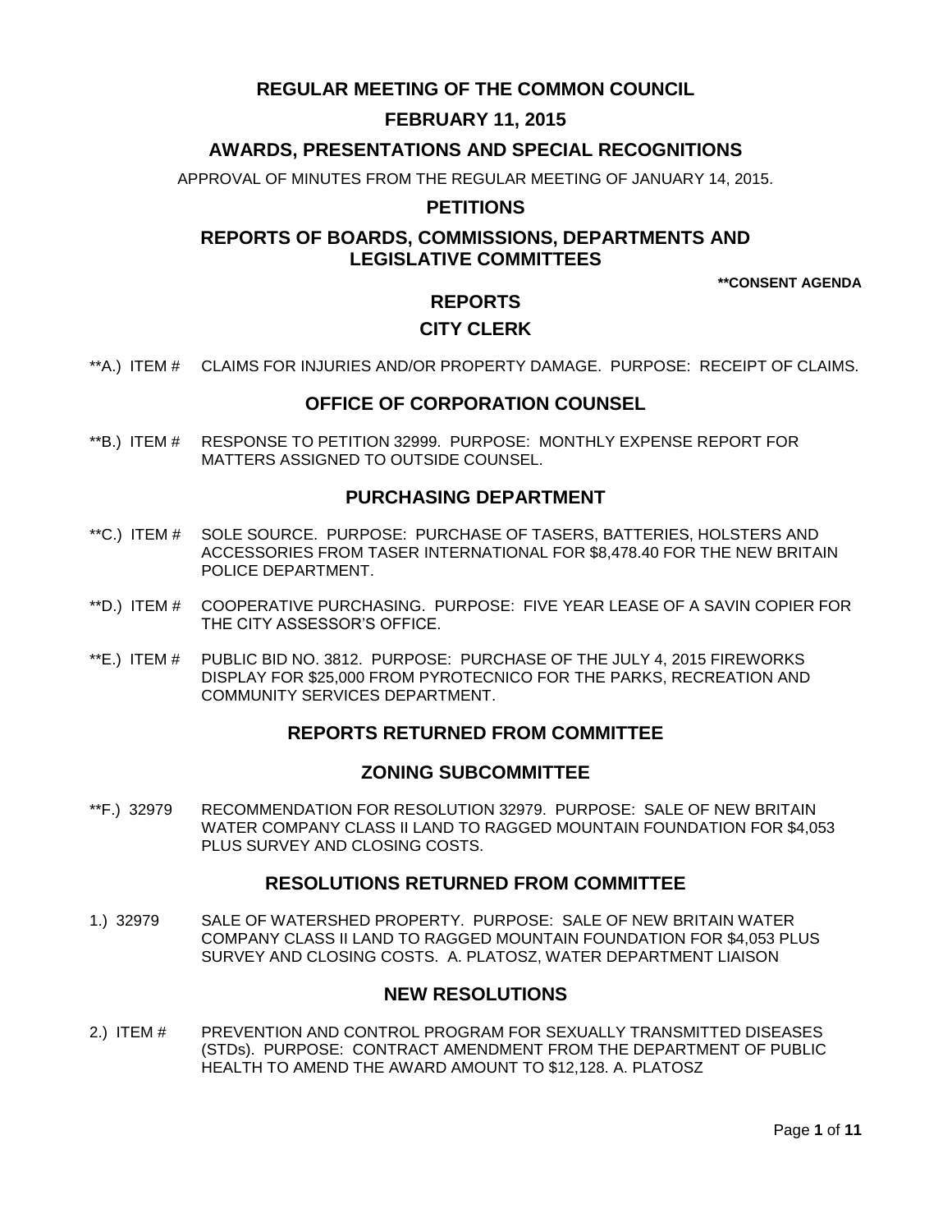# REGULAR MEETING OF THE COMMON COUNCIL

## FEBRUARY 11, 2015

## AWARDS, PRESENTATIONS AND SPECIAL RECOGNITIONS

APPROVAL OF MINUTES FROM THE REGULAR MEETING OF JANUARY 14, 2015.

## PETITIONS

## REPORTS OF BOARDS, COMMISSIONS, DEPARTMENTS AND LEGISLATIVE COMMITTEES

**\*\*CONSENT AGENDA**

## REPORTS

## CITY CLERK

**A.) ITEM # CLAIMS FOR INJURIES AND/OR PROPERTY DAMAGE. PURPOSE: RECEIPT OF CLAIMS.

## OFFICE OF CORPORATION COUNSEL

**B.) ITEM # RESPONSE TO PETITION 32999. PURPOSE: MONTHLY EXPENSE REPORT FOR MATTERS ASSIGNED TO OUTSIDE COUNSEL.

## PURCHASING DEPARTMENT

**C.) ITEM # SOLE SOURCE. PURPOSE: PURCHASE OF TASERS, BATTERIES, HOLSTERS AND ACCESSORIES FROM TASER INTERNATIONAL FOR $8,478.40 FOR THE NEW BRITAIN POLICE DEPARTMENT.

**D.) ITEM # COOPERATIVE PURCHASING. PURPOSE: FIVE YEAR LEASE OF A SAVIN COPIER FOR THE CITY ASSESSOR'S OFFICE.

**E.) ITEM # PUBLIC BID NO. 3812. PURPOSE: PURCHASE OF THE JULY 4, 2015 FIREWORKS DISPLAY FOR $25,000 FROM PYROTECNICO FOR THE PARKS, RECREATION AND COMMUNITY SERVICES DEPARTMENT.

## REPORTS RETURNED FROM COMMITTEE

## ZONING SUBCOMMITTEE

**F.) 32979 RECOMMENDATION FOR RESOLUTION 32979. PURPOSE: SALE OF NEW BRITAIN WATER COMPANY CLASS II LAND TO RAGGED MOUNTAIN FOUNDATION FOR $4,053 PLUS SURVEY AND CLOSING COSTS.

## RESOLUTIONS RETURNED FROM COMMITTEE

1.) 32979 SALE OF WATERSHED PROPERTY. PURPOSE: SALE OF NEW BRITAIN WATER COMPANY CLASS II LAND TO RAGGED MOUNTAIN FOUNDATION FOR $4,053 PLUS SURVEY AND CLOSING COSTS. A. PLATOSZ, WATER DEPARTMENT LIAISON

## NEW RESOLUTIONS

2.) ITEM # PREVENTION AND CONTROL PROGRAM FOR SEXUALLY TRANSMITTED DISEASES (STDs). PURPOSE: CONTRACT AMENDMENT FROM THE DEPARTMENT OF PUBLIC HEALTH TO AMEND THE AWARD AMOUNT TO $12,128. A. PLATOSZ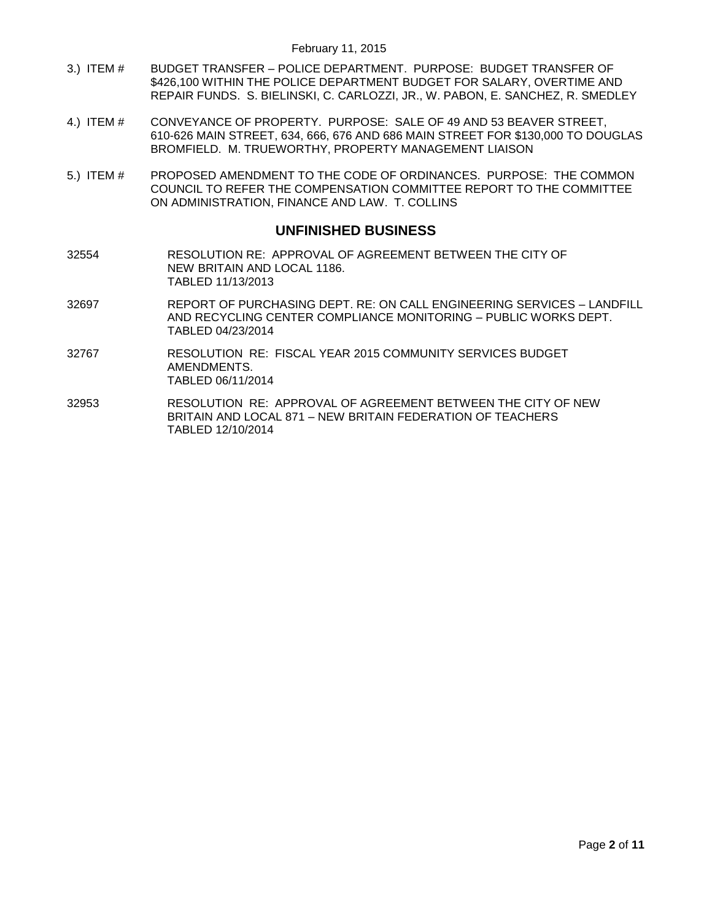3.) ITEM # BUDGET TRANSFER – POLICE DEPARTMENT. PURPOSE: BUDGET TRANSFER OF $426,100 WITHIN THE POLICE DEPARTMENT BUDGET FOR SALARY, OVERTIME AND REPAIR FUNDS. S. BIELINSKI, C. CARLOZZI, JR., W. PABON, E. SANCHEZ, R. SMEDLEY

4.) ITEM # CONVEYANCE OF PROPERTY. PURPOSE: SALE OF 49 AND 53 BEAVER STREET, 610-626 MAIN STREET, 634, 666, 676 AND 686 MAIN STREET FOR $130,000 TO DOUGLAS BROMFIELD. M. TRUEWORTHY, PROPERTY MANAGEMENT LIAISON

5.) ITEM # PROPOSED AMENDMENT TO THE CODE OF ORDINANCES. PURPOSE: THE COMMON COUNCIL TO REFER THE COMPENSATION COMMITTEE REPORT TO THE COMMITTEE ON ADMINISTRATION, FINANCE AND LAW. T. COLLINS

## UNFINISHED BUSINESS

32554 RESOLUTION RE: APPROVAL OF AGREEMENT BETWEEN THE CITY OF NEW BRITAIN AND LOCAL 1186.
TABLED 11/13/2013

32697 REPORT OF PURCHASING DEPT. RE: ON CALL ENGINEERING SERVICES – LANDFILL AND RECYCLING CENTER COMPLIANCE MONITORING – PUBLIC WORKS DEPT.
TABLED 04/23/2014

32767 RESOLUTION RE: FISCAL YEAR 2015 COMMUNITY SERVICES BUDGET AMENDMENTS.
TABLED 06/11/2014

32953 RESOLUTION RE: APPROVAL OF AGREEMENT BETWEEN THE CITY OF NEW BRITAIN AND LOCAL 871 – NEW BRITAIN FEDERATION OF TEACHERS
TABLED 12/10/2014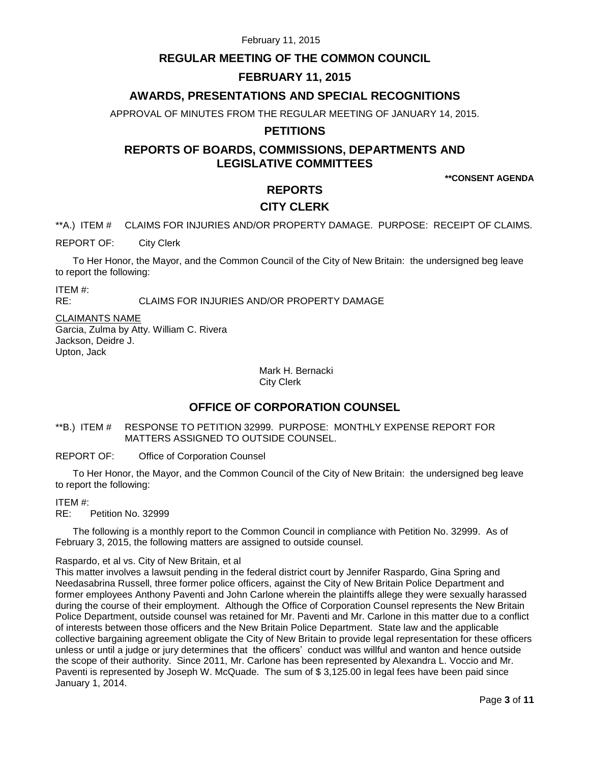# REGULAR MEETING OF THE COMMON COUNCIL

## FEBRUARY 11, 2015

## AWARDS, PRESENTATIONS AND SPECIAL RECOGNITIONS

APPROVAL OF MINUTES FROM THE REGULAR MEETING OF JANUARY 14, 2015.

## PETITIONS

## REPORTS OF BOARDS, COMMISSIONS, DEPARTMENTS AND LEGISLATIVE COMMITTEES

**\*\*CONSENT AGENDA**

## REPORTS

## CITY CLERK

**A.) ITEM # CLAIMS FOR INJURIES AND/OR PROPERTY DAMAGE. PURPOSE: RECEIPT OF CLAIMS.

REPORT OF: City Clerk

To Her Honor, the Mayor, and the Common Council of the City of New Britain: the undersigned beg leave to report the following:

ITEM #:
RE: CLAIMS FOR INJURIES AND/OR PROPERTY DAMAGE

CLAIMANTS NAME
Garcia, Zulma by Atty. William C. Rivera
Jackson, Deidre J.
Upton, Jack

Mark H. Bernacki
City Clerk

## OFFICE OF CORPORATION COUNSEL

**B.) ITEM # RESPONSE TO PETITION 32999. PURPOSE: MONTHLY EXPENSE REPORT FOR MATTERS ASSIGNED TO OUTSIDE COUNSEL.

REPORT OF: Office of Corporation Counsel

To Her Honor, the Mayor, and the Common Council of the City of New Britain: the undersigned beg leave to report the following:

ITEM #:
RE: Petition No. 32999

The following is a monthly report to the Common Council in compliance with Petition No. 32999. As of February 3, 2015, the following matters are assigned to outside counsel.

Raspardo, et al vs. City of New Britain, et al
This matter involves a lawsuit pending in the federal district court by Jennifer Raspardo, Gina Spring and Needasabrina Russell, three former police officers, against the City of New Britain Police Department and former employees Anthony Paventi and John Carlone wherein the plaintiffs allege they were sexually harassed during the course of their employment. Although the Office of Corporation Counsel represents the New Britain Police Department, outside counsel was retained for Mr. Paventi and Mr. Carlone in this matter due to a conflict of interests between those officers and the New Britain Police Department. State law and the applicable collective bargaining agreement obligate the City of New Britain to provide legal representation for these officers unless or until a judge or jury determines that the officers' conduct was willful and wanton and hence outside the scope of their authority. Since 2011, Mr. Carlone has been represented by Alexandra L. Voccio and Mr. Paventi is represented by Joseph W. McQuade. The sum of $ 3,125.00 in legal fees have been paid since January 1, 2014.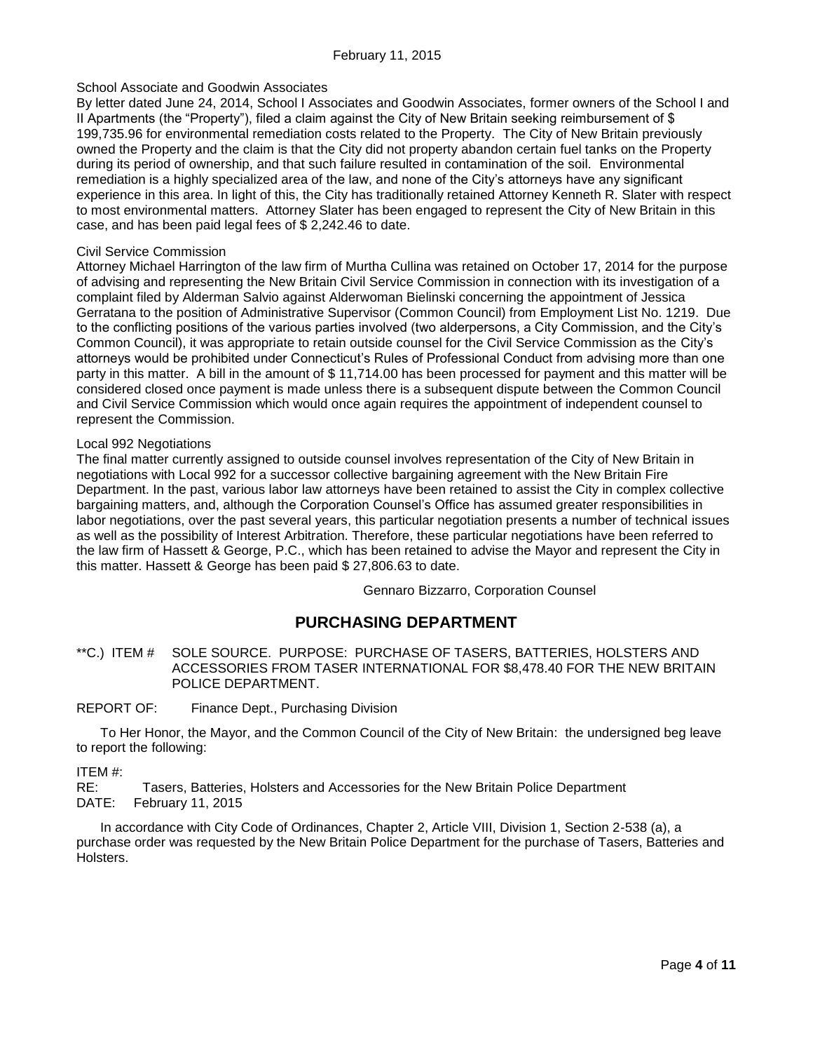February 11, 2015

School Associate and Goodwin Associates

By letter dated June 24, 2014, School I Associates and Goodwin Associates, former owners of the School I and II Apartments (the "Property"), filed a claim against the City of New Britain seeking reimbursement of $ 199,735.96 for environmental remediation costs related to the Property. The City of New Britain previously owned the Property and the claim is that the City did not property abandon certain fuel tanks on the Property during its period of ownership, and that such failure resulted in contamination of the soil. Environmental remediation is a highly specialized area of the law, and none of the City's attorneys have any significant experience in this area. In light of this, the City has traditionally retained Attorney Kenneth R. Slater with respect to most environmental matters. Attorney Slater has been engaged to represent the City of New Britain in this case, and has been paid legal fees of $ 2,242.46 to date.

Civil Service Commission

Attorney Michael Harrington of the law firm of Murtha Cullina was retained on October 17, 2014 for the purpose of advising and representing the New Britain Civil Service Commission in connection with its investigation of a complaint filed by Alderman Salvio against Alderwoman Bielinski concerning the appointment of Jessica Gerratana to the position of Administrative Supervisor (Common Council) from Employment List No. 1219. Due to the conflicting positions of the various parties involved (two alderpersons, a City Commission, and the City's Common Council), it was appropriate to retain outside counsel for the Civil Service Commission as the City's attorneys would be prohibited under Connecticut's Rules of Professional Conduct from advising more than one party in this matter. A bill in the amount of $ 11,714.00 has been processed for payment and this matter will be considered closed once payment is made unless there is a subsequent dispute between the Common Council and Civil Service Commission which would once again requires the appointment of independent counsel to represent the Commission.

Local 992 Negotiations

The final matter currently assigned to outside counsel involves representation of the City of New Britain in negotiations with Local 992 for a successor collective bargaining agreement with the New Britain Fire Department. In the past, various labor law attorneys have been retained to assist the City in complex collective bargaining matters, and, although the Corporation Counsel's Office has assumed greater responsibilities in labor negotiations, over the past several years, this particular negotiation presents a number of technical issues as well as the possibility of Interest Arbitration. Therefore, these particular negotiations have been referred to the law firm of Hassett & George, P.C., which has been retained to advise the Mayor and represent the City in this matter. Hassett & George has been paid $ 27,806.63 to date.

Gennaro Bizzarro, Corporation Counsel

## PURCHASING DEPARTMENT

**C.) ITEM # SOLE SOURCE. PURPOSE: PURCHASE OF TASERS, BATTERIES, HOLSTERS AND ACCESSORIES FROM TASER INTERNATIONAL FOR $8,478.40 FOR THE NEW BRITAIN POLICE DEPARTMENT.

REPORT OF: Finance Dept., Purchasing Division

To Her Honor, the Mayor, and the Common Council of the City of New Britain: the undersigned beg leave to report the following:

ITEM #:
RE: Tasers, Batteries, Holsters and Accessories for the New Britain Police Department
DATE: February 11, 2015

In accordance with City Code of Ordinances, Chapter 2, Article VIII, Division 1, Section 2-538 (a), a purchase order was requested by the New Britain Police Department for the purchase of Tasers, Batteries and Holsters.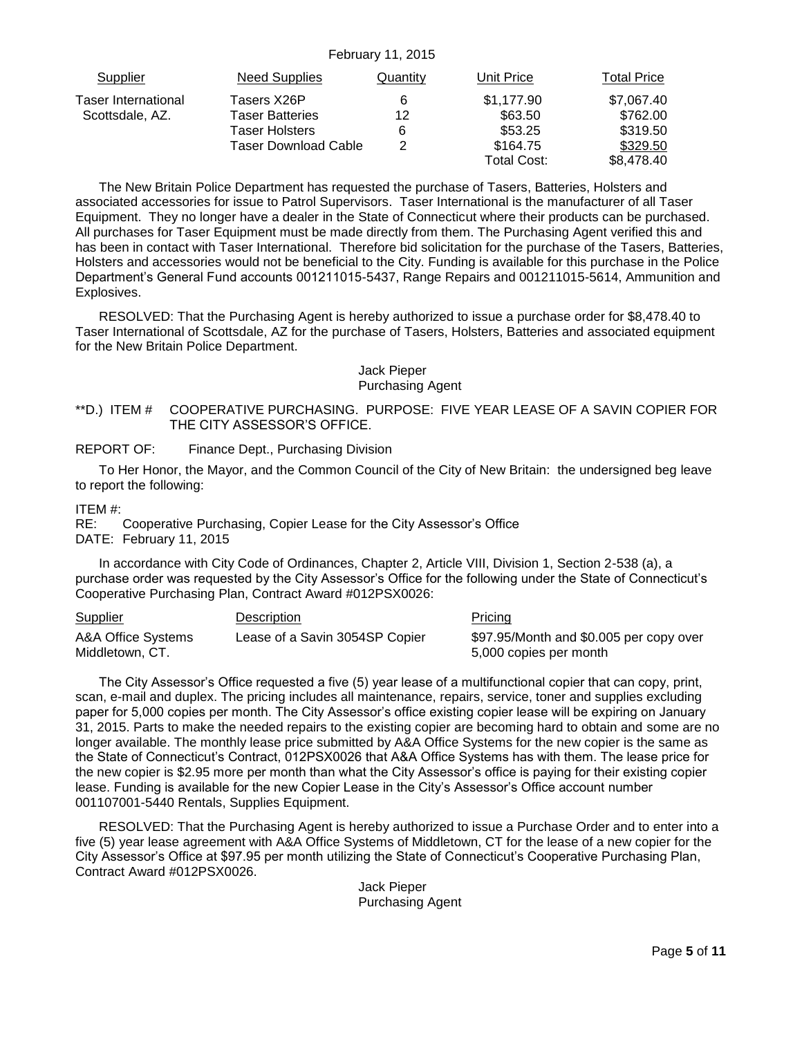February 11, 2015

| Supplier | Need Supplies | Quantity | Unit Price | Total Price |
|---|---|---|---|---|
| Taser International | Tasers X26P | 6 | $1,177.90 | $7,067.40 |
| Scottsdale, AZ. | Taser Batteries | 12 | $63.50 | $762.00 |
| | Taser Holsters | 6 | $53.25 | $319.50 |
| | Taser Download Cable | 2 | $164.75 | $329.50 |
| | | | Total Cost: | $8,478.40 |

The New Britain Police Department has requested the purchase of Tasers, Batteries, Holsters and associated accessories for issue to Patrol Supervisors. Taser International is the manufacturer of all Taser Equipment. They no longer have a dealer in the State of Connecticut where their products can be purchased. All purchases for Taser Equipment must be made directly from them. The Purchasing Agent verified this and has been in contact with Taser International. Therefore bid solicitation for the purchase of the Tasers, Batteries, Holsters and accessories would not be beneficial to the City. Funding is available for this purchase in the Police Department's General Fund accounts 001211015-5437, Range Repairs and 001211015-5614, Ammunition and Explosives.

RESOLVED: That the Purchasing Agent is hereby authorized to issue a purchase order for $8,478.40 to Taser International of Scottsdale, AZ for the purchase of Tasers, Holsters, Batteries and associated equipment for the New Britain Police Department.

Jack Pieper
Purchasing Agent

**D.) ITEM # COOPERATIVE PURCHASING. PURPOSE: FIVE YEAR LEASE OF A SAVIN COPIER FOR THE CITY ASSESSOR'S OFFICE.

REPORT OF: Finance Dept., Purchasing Division

To Her Honor, the Mayor, and the Common Council of the City of New Britain: the undersigned beg leave to report the following:

ITEM #:
RE: Cooperative Purchasing, Copier Lease for the City Assessor's Office
DATE: February 11, 2015

In accordance with City Code of Ordinances, Chapter 2, Article VIII, Division 1, Section 2-538 (a), a purchase order was requested by the City Assessor's Office for the following under the State of Connecticut's Cooperative Purchasing Plan, Contract Award #012PSX0026:

| Supplier | Description | Pricing |
|---|---|---|
| A&A Office Systems Middletown, CT. | Lease of a Savin 3054SP Copier | $97.95/Month and $0.005 per copy over 5,000 copies per month |

The City Assessor's Office requested a five (5) year lease of a multifunctional copier that can copy, print, scan, e-mail and duplex. The pricing includes all maintenance, repairs, service, toner and supplies excluding paper for 5,000 copies per month. The City Assessor's office existing copier lease will be expiring on January 31, 2015. Parts to make the needed repairs to the existing copier are becoming hard to obtain and some are no longer available. The monthly lease price submitted by A&A Office Systems for the new copier is the same as the State of Connecticut's Contract, 012PSX0026 that A&A Office Systems has with them. The lease price for the new copier is $2.95 more per month than what the City Assessor's office is paying for their existing copier lease. Funding is available for the new Copier Lease in the City's Assessor's Office account number 001107001-5440 Rentals, Supplies Equipment.

RESOLVED: That the Purchasing Agent is hereby authorized to issue a Purchase Order and to enter into a five (5) year lease agreement with A&A Office Systems of Middletown, CT for the lease of a new copier for the City Assessor's Office at $97.95 per month utilizing the State of Connecticut's Cooperative Purchasing Plan, Contract Award #012PSX0026.

Jack Pieper
Purchasing Agent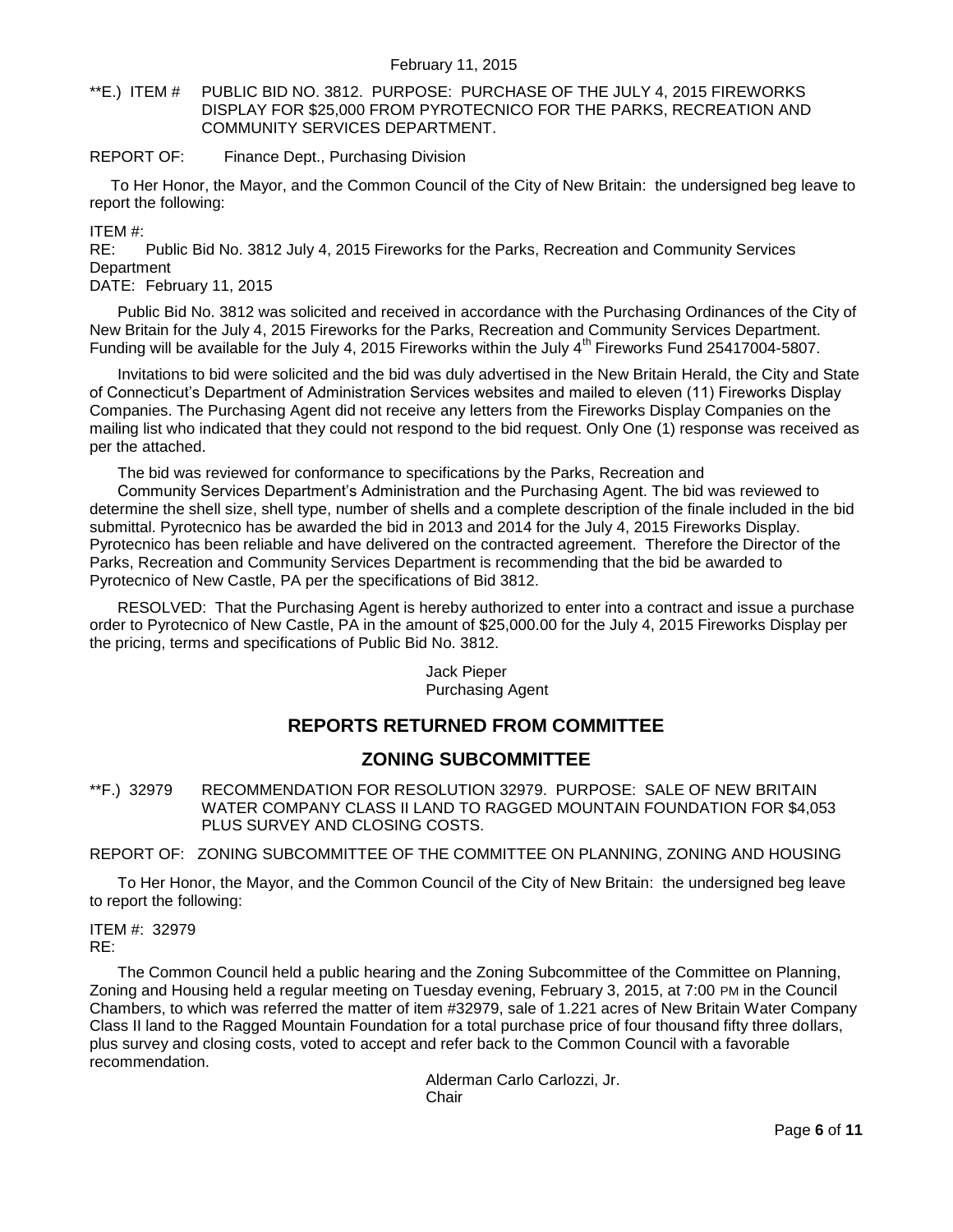**E.) ITEM # PUBLIC BID NO. 3812. PURPOSE: PURCHASE OF THE JULY 4, 2015 FIREWORKS DISPLAY FOR $25,000 FROM PYROTECNICO FOR THE PARKS, RECREATION AND COMMUNITY SERVICES DEPARTMENT.

REPORT OF: Finance Dept., Purchasing Division

To Her Honor, the Mayor, and the Common Council of the City of New Britain: the undersigned beg leave to report the following:

ITEM #:
RE: Public Bid No. 3812 July 4, 2015 Fireworks for the Parks, Recreation and Community Services Department
DATE: February 11, 2015

Public Bid No. 3812 was solicited and received in accordance with the Purchasing Ordinances of the City of New Britain for the July 4, 2015 Fireworks for the Parks, Recreation and Community Services Department. Funding will be available for the July 4, 2015 Fireworks within the July 4th Fireworks Fund 25417004-5807.

Invitations to bid were solicited and the bid was duly advertised in the New Britain Herald, the City and State of Connecticut's Department of Administration Services websites and mailed to eleven (11) Fireworks Display Companies. The Purchasing Agent did not receive any letters from the Fireworks Display Companies on the mailing list who indicated that they could not respond to the bid request. Only One (1) response was received as per the attached.

The bid was reviewed for conformance to specifications by the Parks, Recreation and Community Services Department's Administration and the Purchasing Agent. The bid was reviewed to determine the shell size, shell type, number of shells and a complete description of the finale included in the bid submittal. Pyrotecnico has been awarded the bid in 2013 and 2014 for the July 4, 2015 Fireworks Display. Pyrotecnico has been reliable and have delivered on the contracted agreement. Therefore the Director of the Parks, Recreation and Community Services Department is recommending that the bid be awarded to Pyrotecnico of New Castle, PA per the specifications of Bid 3812.

RESOLVED: That the Purchasing Agent is hereby authorized to enter into a contract and issue a purchase order to Pyrotecnico of New Castle, PA in the amount of $25,000.00 for the July 4, 2015 Fireworks Display per the pricing, terms and specifications of Public Bid No. 3812.

Jack Pieper
Purchasing Agent

## REPORTS RETURNED FROM COMMITTEE

## ZONING SUBCOMMITTEE

**F.) 32979 RECOMMENDATION FOR RESOLUTION 32979. PURPOSE: SALE OF NEW BRITAIN WATER COMPANY CLASS II LAND TO RAGGED MOUNTAIN FOUNDATION FOR $4,053 PLUS SURVEY AND CLOSING COSTS.

REPORT OF: ZONING SUBCOMMITTEE OF THE COMMITTEE ON PLANNING, ZONING AND HOUSING

To Her Honor, the Mayor, and the Common Council of the City of New Britain: the undersigned beg leave to report the following:

ITEM #: 32979
RE:

The Common Council held a public hearing and the Zoning Subcommittee of the Committee on Planning, Zoning and Housing held a regular meeting on Tuesday evening, February 3, 2015, at 7:00 PM in the Council Chambers, to which was referred the matter of item #32979, sale of 1.221 acres of New Britain Water Company Class II land to the Ragged Mountain Foundation for a total purchase price of four thousand fifty three dollars, plus survey and closing costs, voted to accept and refer back to the Common Council with a favorable recommendation.

Alderman Carlo Carlozzi, Jr.
Chair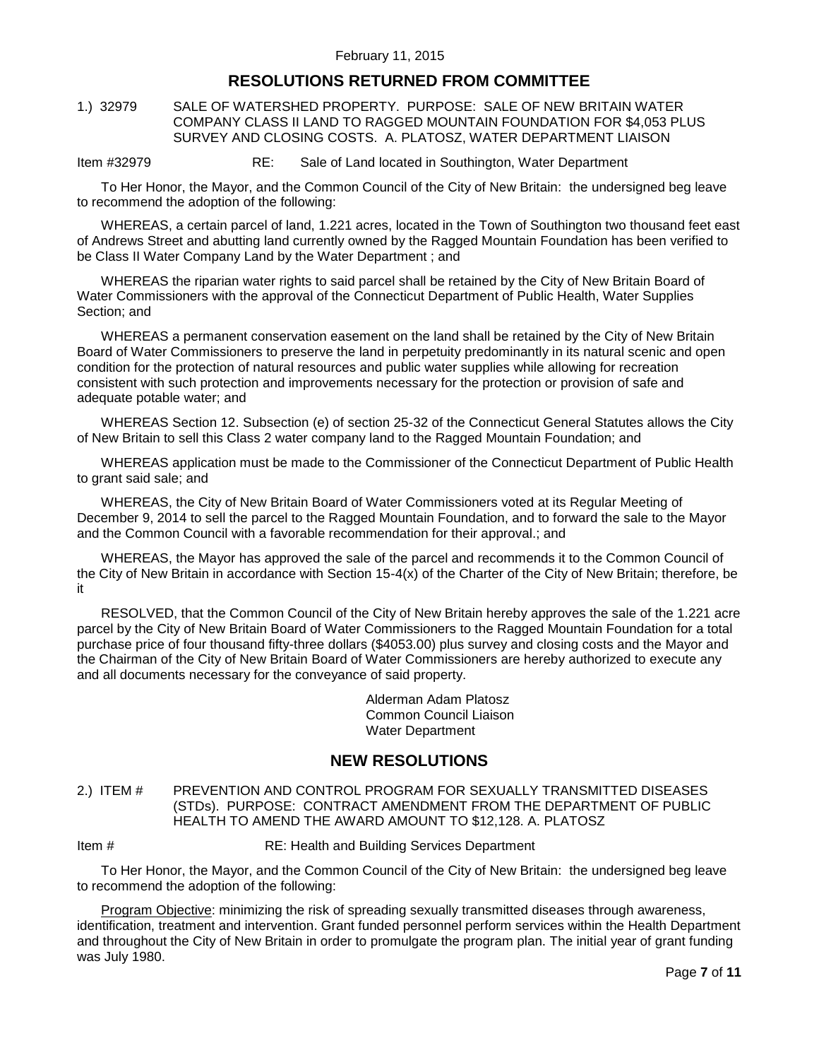February 11, 2015

## RESOLUTIONS RETURNED FROM COMMITTEE

1.) 32979 SALE OF WATERSHED PROPERTY. PURPOSE: SALE OF NEW BRITAIN WATER COMPANY CLASS II LAND TO RAGGED MOUNTAIN FOUNDATION FOR $4,053 PLUS SURVEY AND CLOSING COSTS. A. PLATOSZ, WATER DEPARTMENT LIAISON

Item #32979 RE: Sale of Land located in Southington, Water Department

To Her Honor, the Mayor, and the Common Council of the City of New Britain: the undersigned beg leave to recommend the adoption of the following:

WHEREAS, a certain parcel of land, 1.221 acres, located in the Town of Southington two thousand feet east of Andrews Street and abutting land currently owned by the Ragged Mountain Foundation has been verified to be Class II Water Company Land by the Water Department ; and

WHEREAS the riparian water rights to said parcel shall be retained by the City of New Britain Board of Water Commissioners with the approval of the Connecticut Department of Public Health, Water Supplies Section; and

WHEREAS a permanent conservation easement on the land shall be retained by the City of New Britain Board of Water Commissioners to preserve the land in perpetuity predominantly in its natural scenic and open condition for the protection of natural resources and public water supplies while allowing for recreation consistent with such protection and improvements necessary for the protection or provision of safe and adequate potable water; and

WHEREAS Section 12. Subsection (e) of section 25-32 of the Connecticut General Statutes allows the City of New Britain to sell this Class 2 water company land to the Ragged Mountain Foundation; and

WHEREAS application must be made to the Commissioner of the Connecticut Department of Public Health to grant said sale; and

WHEREAS, the City of New Britain Board of Water Commissioners voted at its Regular Meeting of December 9, 2014 to sell the parcel to the Ragged Mountain Foundation, and to forward the sale to the Mayor and the Common Council with a favorable recommendation for their approval.; and

WHEREAS, the Mayor has approved the sale of the parcel and recommends it to the Common Council of the City of New Britain in accordance with Section 15-4(x) of the Charter of the City of New Britain; therefore, be it

RESOLVED, that the Common Council of the City of New Britain hereby approves the sale of the 1.221 acre parcel by the City of New Britain Board of Water Commissioners to the Ragged Mountain Foundation for a total purchase price of four thousand fifty-three dollars ($4053.00) plus survey and closing costs and the Mayor and the Chairman of the City of New Britain Board of Water Commissioners are hereby authorized to execute any and all documents necessary for the conveyance of said property.

Alderman Adam Platosz
Common Council Liaison
Water Department

## NEW RESOLUTIONS

2.) ITEM # PREVENTION AND CONTROL PROGRAM FOR SEXUALLY TRANSMITTED DISEASES (STDs). PURPOSE: CONTRACT AMENDMENT FROM THE DEPARTMENT OF PUBLIC HEALTH TO AMEND THE AWARD AMOUNT TO $12,128. A. PLATOSZ

Item # RE: Health and Building Services Department

To Her Honor, the Mayor, and the Common Council of the City of New Britain: the undersigned beg leave to recommend the adoption of the following:

Program Objective: minimizing the risk of spreading sexually transmitted diseases through awareness, identification, treatment and intervention. Grant funded personnel perform services within the Health Department and throughout the City of New Britain in order to promulgate the program plan. The initial year of grant funding was July 1980.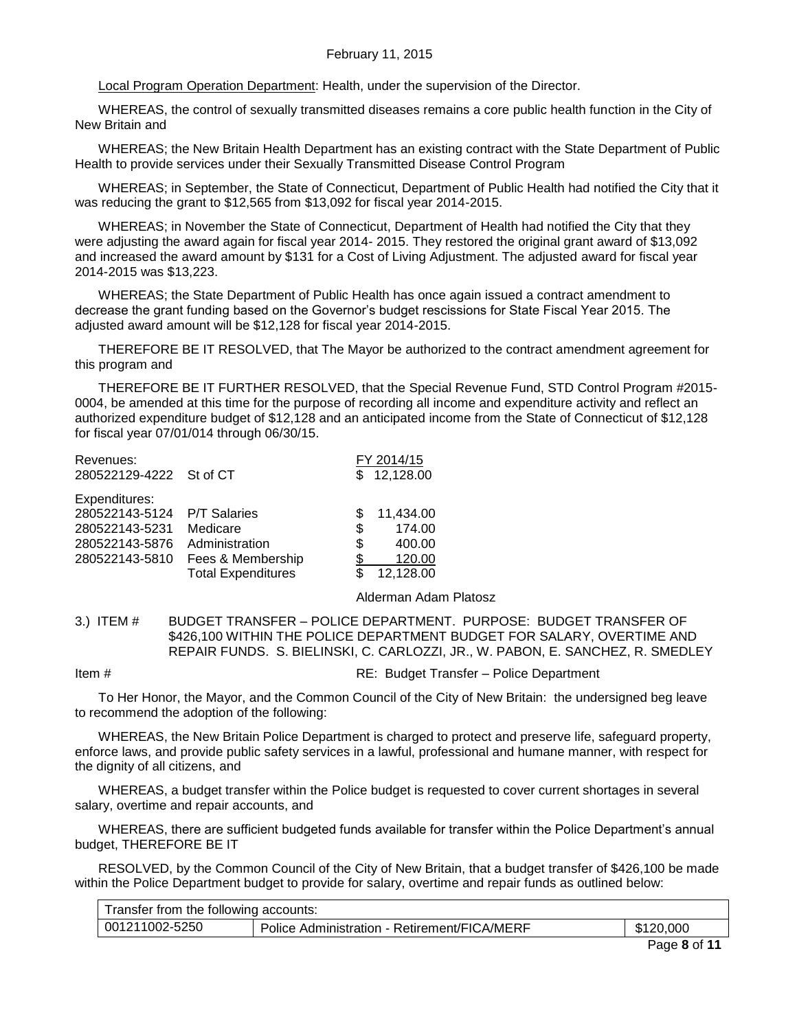Local Program Operation Department: Health, under the supervision of the Director.

WHEREAS, the control of sexually transmitted diseases remains a core public health function in the City of New Britain and

WHEREAS; the New Britain Health Department has an existing contract with the State Department of Public Health to provide services under their Sexually Transmitted Disease Control Program

WHEREAS; in September, the State of Connecticut, Department of Public Health had notified the City that it was reducing the grant to $12,565 from $13,092 for fiscal year 2014-2015.

WHEREAS; in November the State of Connecticut, Department of Health had notified the City that they were adjusting the award again for fiscal year 2014- 2015. They restored the original grant award of $13,092 and increased the award amount by $131 for a Cost of Living Adjustment. The adjusted award for fiscal year 2014-2015 was $13,223.

WHEREAS; the State Department of Public Health has once again issued a contract amendment to decrease the grant funding based on the Governor's budget rescissions for State Fiscal Year 2015. The adjusted award amount will be $12,128 for fiscal year 2014-2015.

THEREFORE BE IT RESOLVED, that The Mayor be authorized to the contract amendment agreement for this program and

THEREFORE BE IT FURTHER RESOLVED, that the Special Revenue Fund, STD Control Program #2015-0004, be amended at this time for the purpose of recording all income and expenditure activity and reflect an authorized expenditure budget of $12,128 and an anticipated income from the State of Connecticut of $12,128 for fiscal year 07/01/014 through 06/30/15.

| Revenues: | | FY 2014/15 |
|---|---|---|
| 280522129-4222 | St of CT | $ 12,128.00 |
| Expenditures: | | |
| 280522143-5124 | P/T Salaries | $ 11,434.00 |
| 280522143-5231 | Medicare | $ 174.00 |
| 280522143-5876 | Administration | $ 400.00 |
| 280522143-5810 | Fees & Membership | $ 120.00 |
| | Total Expenditures | $ 12,128.00 |

Alderman Adam Platosz

3.) ITEM # BUDGET TRANSFER – POLICE DEPARTMENT. PURPOSE: BUDGET TRANSFER OF $426,100 WITHIN THE POLICE DEPARTMENT BUDGET FOR SALARY, OVERTIME AND REPAIR FUNDS. S. BIELINSKI, C. CARLOZZI, JR., W. PABON, E. SANCHEZ, R. SMEDLEY

Item # RE: Budget Transfer – Police Department

To Her Honor, the Mayor, and the Common Council of the City of New Britain: the undersigned beg leave to recommend the adoption of the following:

WHEREAS, the New Britain Police Department is charged to protect and preserve life, safeguard property, enforce laws, and provide public safety services in a lawful, professional and humane manner, with respect for the dignity of all citizens, and

WHEREAS, a budget transfer within the Police budget is requested to cover current shortages in several salary, overtime and repair accounts, and

WHEREAS, there are sufficient budgeted funds available for transfer within the Police Department's annual budget, THEREFORE BE IT

RESOLVED, by the Common Council of the City of New Britain, that a budget transfer of $426,100 be made within the Police Department budget to provide for salary, overtime and repair funds as outlined below:

| Transfer from the following accounts: | | |
|---|---|---|
| 001211002-5250 | Police Administration - Retirement/FICA/MERF | $120,000 |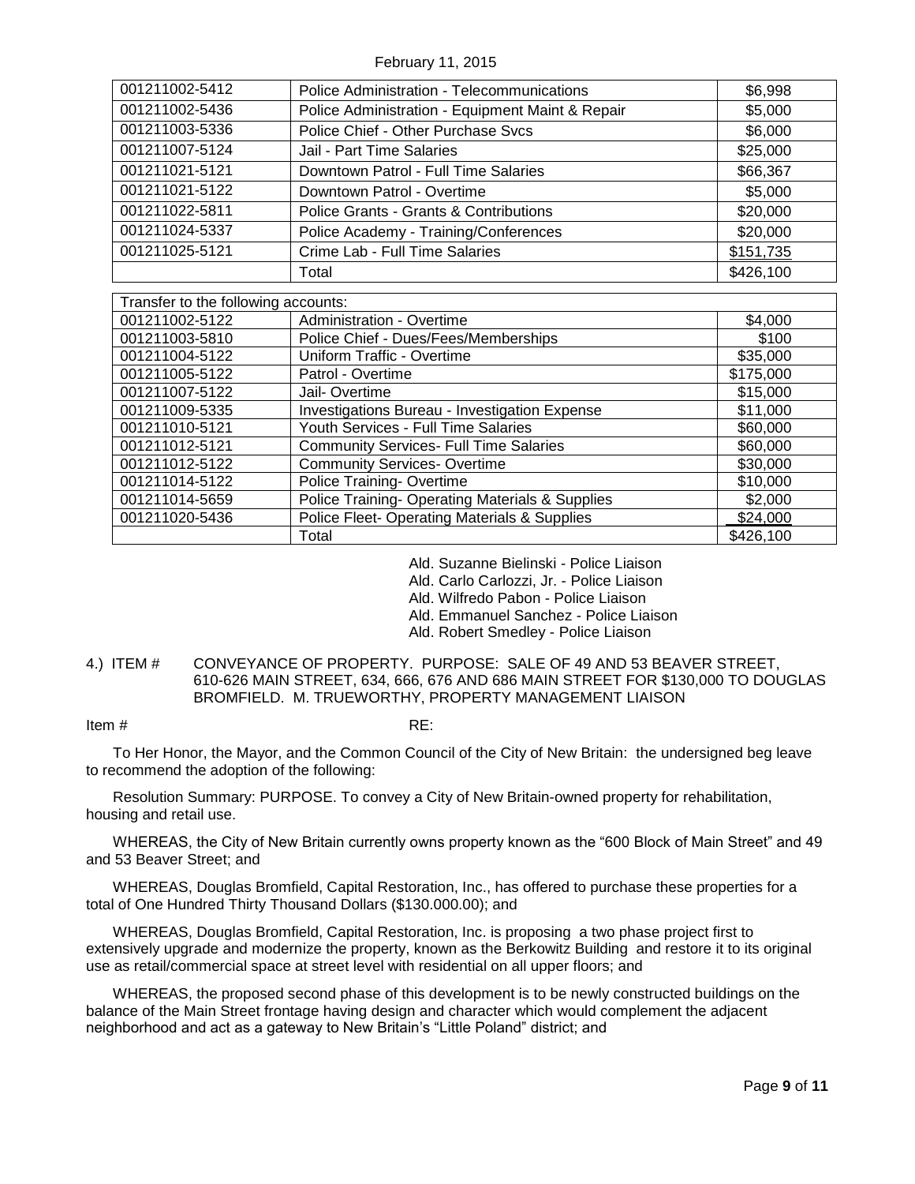| | | |
|---|---|---|
| 001211002-5412 | Police Administration - Telecommunications | $6,998 |
| 001211002-5436 | Police Administration - Equipment Maint & Repair | $5,000 |
| 001211003-5336 | Police Chief - Other Purchase Svcs | $6,000 |
| 001211007-5124 | Jail - Part Time Salaries | $25,000 |
| 001211021-5121 | Downtown Patrol - Full Time Salaries | $66,367 |
| 001211021-5122 | Downtown Patrol - Overtime | $5,000 |
| 001211022-5811 | Police Grants - Grants & Contributions | $20,000 |
| 001211024-5337 | Police Academy - Training/Conferences | $20,000 |
| 001211025-5121 | Crime Lab - Full Time Salaries | $151,735 |
| | Total | $426,100 |

| Transfer to the following accounts: | | |
|---|---|---|
| 001211002-5122 | Administration - Overtime | $4,000 |
| 001211003-5810 | Police Chief - Dues/Fees/Memberships | $100 |
| 001211004-5122 | Uniform Traffic - Overtime | $35,000 |
| 001211005-5122 | Patrol - Overtime | $175,000 |
| 001211007-5122 | Jail- Overtime | $15,000 |
| 001211009-5335 | Investigations Bureau - Investigation Expense | $11,000 |
| 001211010-5121 | Youth Services - Full Time Salaries | $60,000 |
| 001211012-5121 | Community Services- Full Time Salaries | $60,000 |
| 001211012-5122 | Community Services- Overtime | $30,000 |
| 001211014-5122 | Police Training- Overtime | $10,000 |
| 001211014-5659 | Police Training- Operating Materials & Supplies | $2,000 |
| 001211020-5436 | Police Fleet- Operating Materials & Supplies | $24,000 |
| | Total | $426,100 |

Ald. Suzanne Bielinski - Police Liaison
Ald. Carlo Carlozzi, Jr. - Police Liaison
Ald. Wilfredo Pabon - Police Liaison
Ald. Emmanuel Sanchez - Police Liaison
Ald. Robert Smedley - Police Liaison

4.) ITEM # CONVEYANCE OF PROPERTY. PURPOSE: SALE OF 49 AND 53 BEAVER STREET, 610-626 MAIN STREET, 634, 666, 676 AND 686 MAIN STREET FOR $130,000 TO DOUGLAS BROMFIELD. M. TRUEWORTHY, PROPERTY MANAGEMENT LIAISON

Item # RE:

To Her Honor, the Mayor, and the Common Council of the City of New Britain: the undersigned beg leave to recommend the adoption of the following:

Resolution Summary: PURPOSE. To convey a City of New Britain-owned property for rehabilitation, housing and retail use.

WHEREAS, the City of New Britain currently owns property known as the "600 Block of Main Street" and 49 and 53 Beaver Street; and

WHEREAS, Douglas Bromfield, Capital Restoration, Inc., has offered to purchase these properties for a total of One Hundred Thirty Thousand Dollars ($130.000.00); and

WHEREAS, Douglas Bromfield, Capital Restoration, Inc. is proposing a two phase project first to extensively upgrade and modernize the property, known as the Berkowitz Building and restore it to its original use as retail/commercial space at street level with residential on all upper floors; and

WHEREAS, the proposed second phase of this development is to be newly constructed buildings on the balance of the Main Street frontage having design and character which would complement the adjacent neighborhood and act as a gateway to New Britain's "Little Poland" district; and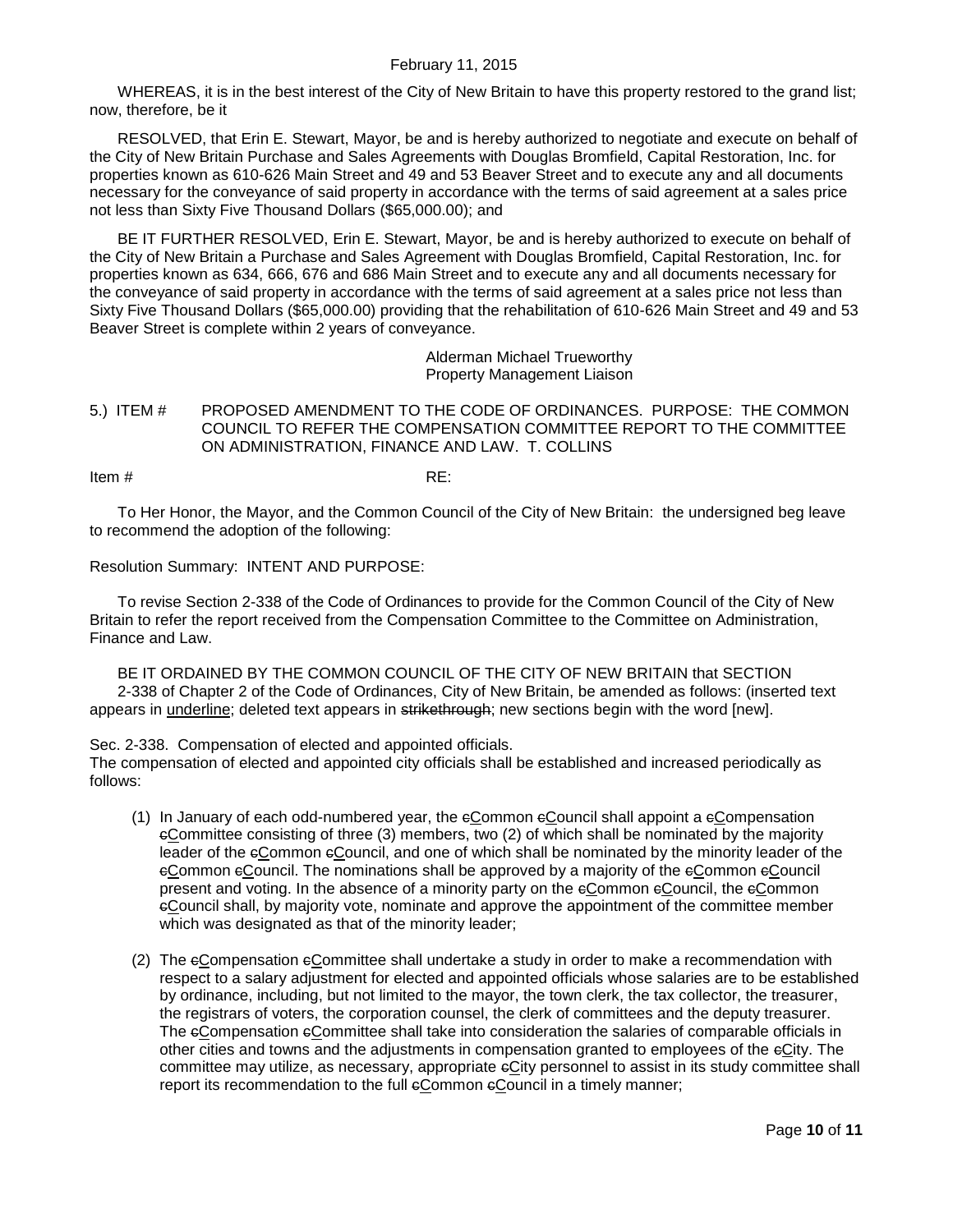WHEREAS, it is in the best interest of the City of New Britain to have this property restored to the grand list; now, therefore, be it

RESOLVED, that Erin E. Stewart, Mayor, be and is hereby authorized to negotiate and execute on behalf of the City of New Britain Purchase and Sales Agreements with Douglas Bromfield, Capital Restoration, Inc. for properties known as 610-626 Main Street and 49 and 53 Beaver Street and to execute any and all documents necessary for the conveyance of said property in accordance with the terms of said agreement at a sales price not less than Sixty Five Thousand Dollars ($65,000.00); and

BE IT FURTHER RESOLVED, Erin E. Stewart, Mayor, be and is hereby authorized to execute on behalf of the City of New Britain a Purchase and Sales Agreement with Douglas Bromfield, Capital Restoration, Inc. for properties known as 634, 666, 676 and 686 Main Street and to execute any and all documents necessary for the conveyance of said property in accordance with the terms of said agreement at a sales price not less than Sixty Five Thousand Dollars ($65,000.00) providing that the rehabilitation of 610-626 Main Street and 49 and 53 Beaver Street is complete within 2 years of conveyance.

Alderman Michael Trueworthy
Property Management Liaison

5.) ITEM # PROPOSED AMENDMENT TO THE CODE OF ORDINANCES. PURPOSE: THE COMMON COUNCIL TO REFER THE COMPENSATION COMMITTEE REPORT TO THE COMMITTEE ON ADMINISTRATION, FINANCE AND LAW. T. COLLINS

Item # RE:

To Her Honor, the Mayor, and the Common Council of the City of New Britain: the undersigned beg leave to recommend the adoption of the following:

Resolution Summary: INTENT AND PURPOSE:

To revise Section 2-338 of the Code of Ordinances to provide for the Common Council of the City of New Britain to refer the report received from the Compensation Committee to the Committee on Administration, Finance and Law.

BE IT ORDAINED BY THE COMMON COUNCIL OF THE CITY OF NEW BRITAIN that SECTION 2-338 of Chapter 2 of the Code of Ordinances, City of New Britain, be amended as follows: (inserted text appears in <u>underline</u>; deleted text appears in ~~strikethrough~~; new sections begin with the word [new].

Sec. 2-338. Compensation of elected and appointed officials.
The compensation of elected and appointed city officials shall be established and increased periodically as follows:

(1) In January of each odd-numbered year, the ~~c~~<u>C</u>ommon ~~c~~<u>C</u>ouncil shall appoint a ~~c~~<u>C</u>ompensation ~~c~~<u>C</u>ommittee consisting of three (3) members, two (2) of which shall be nominated by the majority leader of the ~~c~~<u>C</u>ommon ~~c~~<u>C</u>ouncil, and one of which shall be nominated by the minority leader of the ~~c~~<u>C</u>ommon ~~c~~<u>C</u>ouncil. The nominations shall be approved by a majority of the ~~c~~<u>C</u>ommon ~~c~~<u>C</u>ouncil present and voting. In the absence of a minority party on the ~~c~~<u>C</u>ommon ~~c~~<u>C</u>ouncil, the ~~c~~<u>C</u>ommon ~~c~~<u>C</u>ouncil shall, by majority vote, nominate and approve the appointment of the committee member which was designated as that of the minority leader;

(2) The ~~c~~<u>C</u>ompensation ~~c~~<u>C</u>ommittee shall undertake a study in order to make a recommendation with respect to a salary adjustment for elected and appointed officials whose salaries are to be established by ordinance, including, but not limited to the mayor, the town clerk, the tax collector, the treasurer, the registrars of voters, the corporation counsel, the clerk of committees and the deputy treasurer. The ~~c~~<u>C</u>ompensation ~~c~~<u>C</u>ommittee shall take into consideration the salaries of comparable officials in other cities and towns and the adjustments in compensation granted to employees of the ~~c~~<u>C</u>ity. The committee may utilize, as necessary, appropriate ~~c~~<u>C</u>ity personnel to assist in its study committee shall report its recommendation to the full ~~c~~<u>C</u>ommon ~~c~~<u>C</u>ouncil in a timely manner;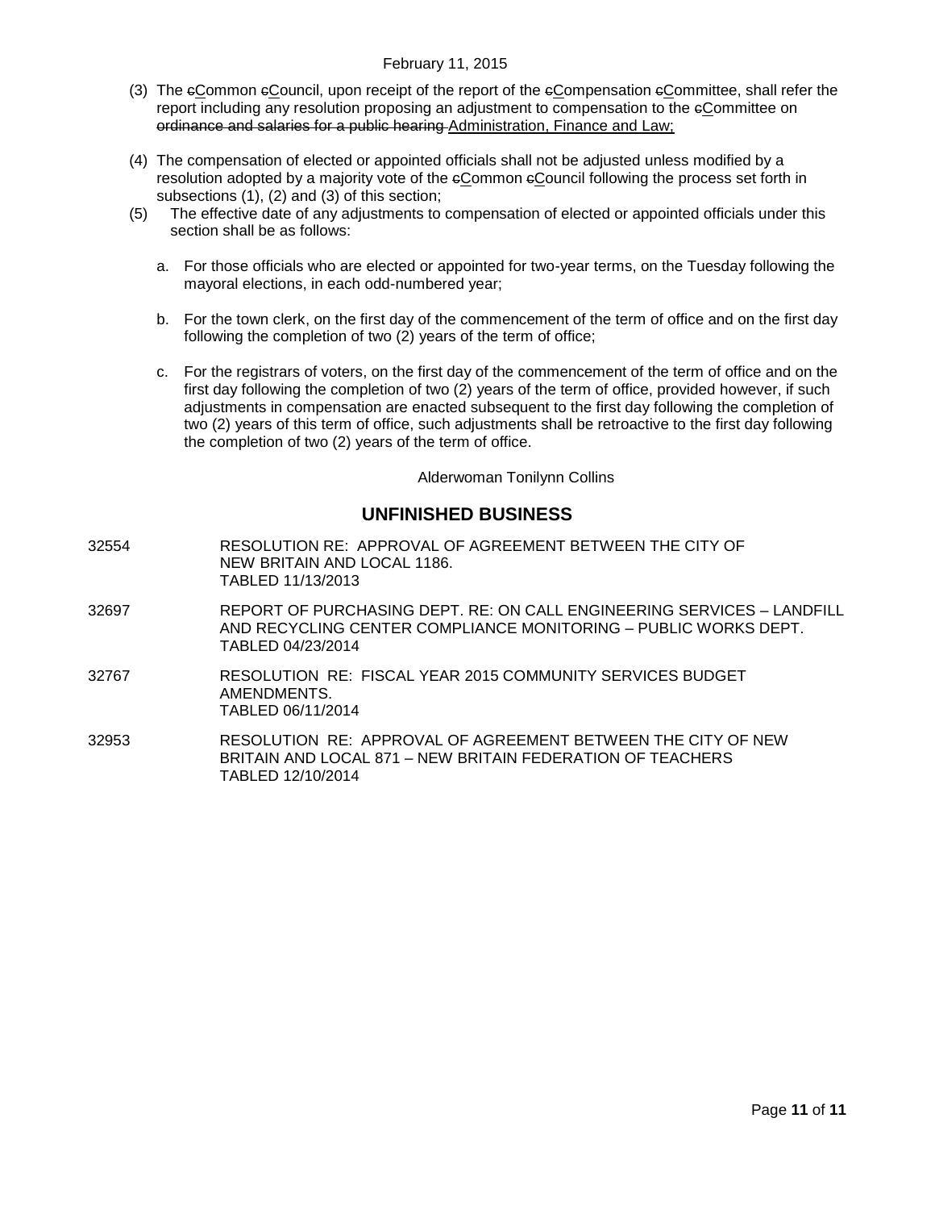(3) The ~~c~~Common ~~c~~Council, upon receipt of the report of the ~~c~~Compensation ~~c~~Committee, shall refer the report including any resolution proposing an adjustment to compensation to the ~~c~~Committee on ~~ordinance and salaries for a public hearing~~ Administration, Finance and Law;

(4) The compensation of elected or appointed officials shall not be adjusted unless modified by a resolution adopted by a majority vote of the ~~c~~Common ~~c~~Council following the process set forth in subsections (1), (2) and (3) of this section;

(5) The effective date of any adjustments to compensation of elected or appointed officials under this section shall be as follows:

a. For those officials who are elected or appointed for two-year terms, on the Tuesday following the mayoral elections, in each odd-numbered year;

b. For the town clerk, on the first day of the commencement of the term of office and on the first day following the completion of two (2) years of the term of office;

c. For the registrars of voters, on the first day of the commencement of the term of office and on the first day following the completion of two (2) years of the term of office, provided however, if such adjustments in compensation are enacted subsequent to the first day following the completion of two (2) years of this term of office, such adjustments shall be retroactive to the first day following the completion of two (2) years of the term of office.

Alderwoman Tonilynn Collins

## UNFINISHED BUSINESS

32554 RESOLUTION RE: APPROVAL OF AGREEMENT BETWEEN THE CITY OF NEW BRITAIN AND LOCAL 1186.
TABLED 11/13/2013

32697 REPORT OF PURCHASING DEPT. RE: ON CALL ENGINEERING SERVICES – LANDFILL AND RECYCLING CENTER COMPLIANCE MONITORING – PUBLIC WORKS DEPT.
TABLED 04/23/2014

32767 RESOLUTION RE: FISCAL YEAR 2015 COMMUNITY SERVICES BUDGET AMENDMENTS.
TABLED 06/11/2014

32953 RESOLUTION RE: APPROVAL OF AGREEMENT BETWEEN THE CITY OF NEW BRITAIN AND LOCAL 871 – NEW BRITAIN FEDERATION OF TEACHERS
TABLED 12/10/2014